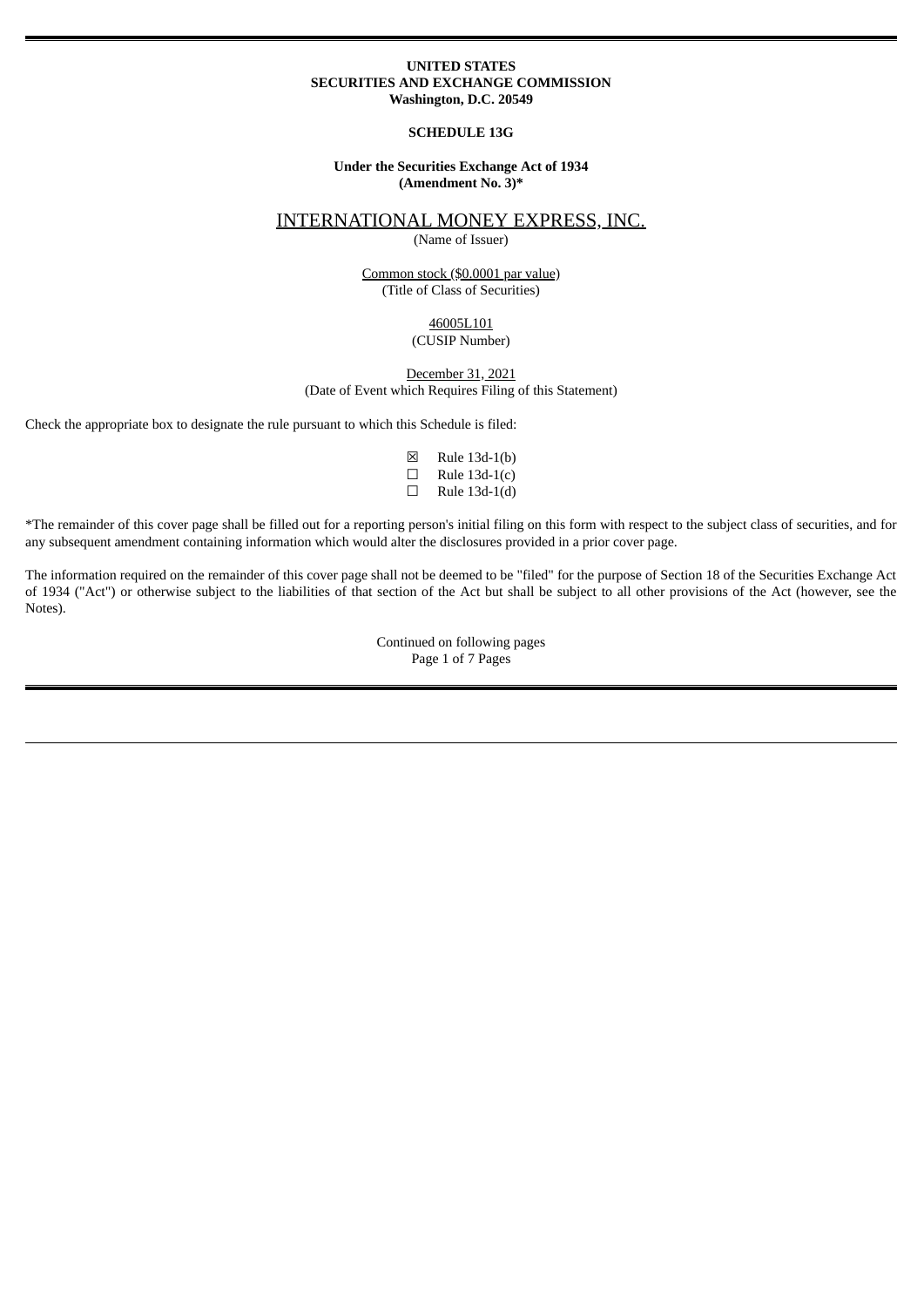**UNITED STATES**
**SECURITIES AND EXCHANGE COMMISSION**
**Washington, D.C. 20549**

**SCHEDULE 13G**

**Under the Securities Exchange Act of 1934**
**(Amendment No. 3)***

INTERNATIONAL MONEY EXPRESS, INC.
(Name of Issuer)

Common stock ($0.0001 par value)
(Title of Class of Securities)

46005L101
(CUSIP Number)

December 31, 2021
(Date of Event which Requires Filing of this Statement)

Check the appropriate box to designate the rule pursuant to which this Schedule is filed:

☒ Rule 13d-1(b)
☐ Rule 13d-1(c)
☐ Rule 13d-1(d)

*The remainder of this cover page shall be filled out for a reporting person's initial filing on this form with respect to the subject class of securities, and for any subsequent amendment containing information which would alter the disclosures provided in a prior cover page.

The information required on the remainder of this cover page shall not be deemed to be "filed" for the purpose of Section 18 of the Securities Exchange Act of 1934 ("Act") or otherwise subject to the liabilities of that section of the Act but shall be subject to all other provisions of the Act (however, see the Notes).

Continued on following pages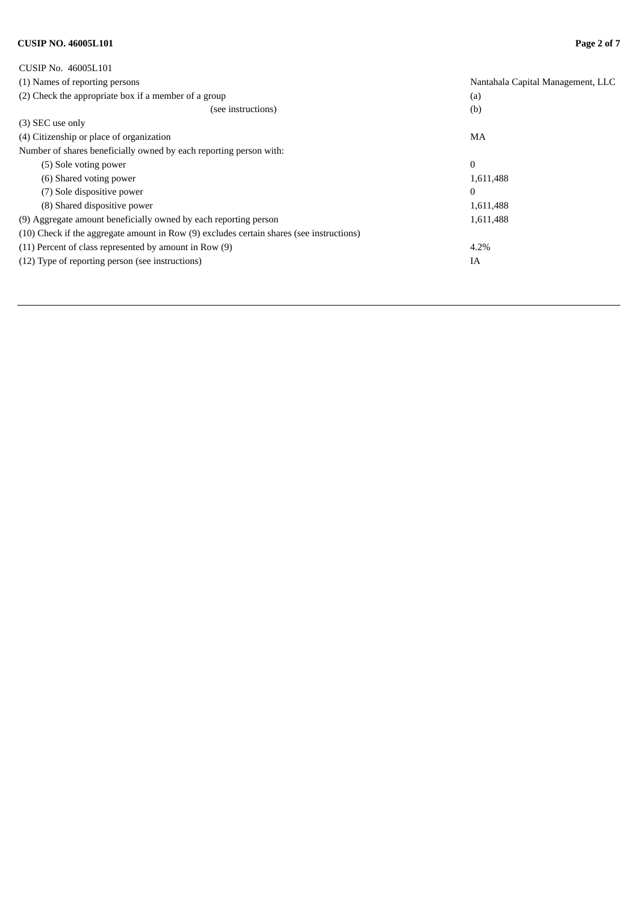CUSIP No. 46005L101

| | |
|---|---|
| (1) Names of reporting persons | Nantahala Capital Management, LLC |
| (2) Check the appropriate box if a member of a group | (a) |
| (see instructions) | (b) |
| (3) SEC use only | |
| (4) Citizenship or place of organization | MA |
| Number of shares beneficially owned by each reporting person with: | |
| (5) Sole voting power | 0 |
| (6) Shared voting power | 1,611,488 |
| (7) Sole dispositive power | 0 |
| (8) Shared dispositive power | 1,611,488 |
| (9) Aggregate amount beneficially owned by each reporting person | 1,611,488 |
| (10) Check if the aggregate amount in Row (9) excludes certain shares (see instructions) | |
| (11) Percent of class represented by amount in Row (9) | 4.2% |
| (12) Type of reporting person (see instructions) | IA |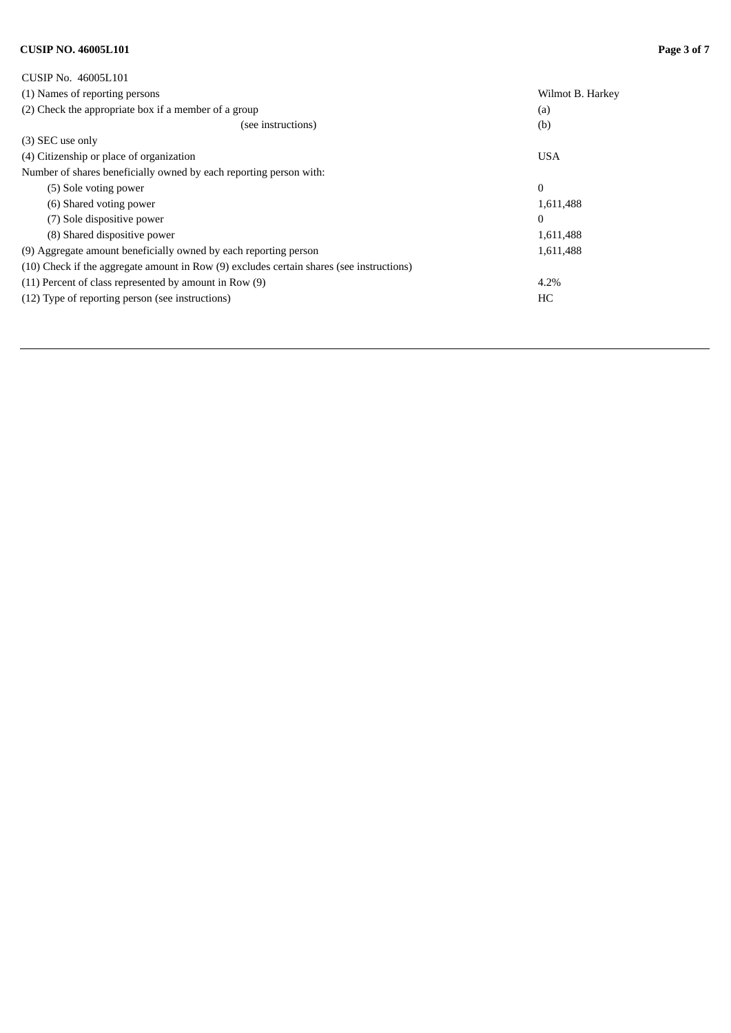| CUSIP No. 46005L101 | |
|---|---|
| (1) Names of reporting persons | Wilmot B. Harkey |
| (2) Check the appropriate box if a member of a group | (a) |
| (see instructions) | (b) |
| (3) SEC use only | |
| (4) Citizenship or place of organization | USA |
| Number of shares beneficially owned by each reporting person with: | |
| (5) Sole voting power | 0 |
| (6) Shared voting power | 1,611,488 |
| (7) Sole dispositive power | 0 |
| (8) Shared dispositive power | 1,611,488 |
| (9) Aggregate amount beneficially owned by each reporting person | 1,611,488 |
| (10) Check if the aggregate amount in Row (9) excludes certain shares (see instructions) | |
| (11) Percent of class represented by amount in Row (9) | 4.2% |
| (12) Type of reporting person (see instructions) | HC |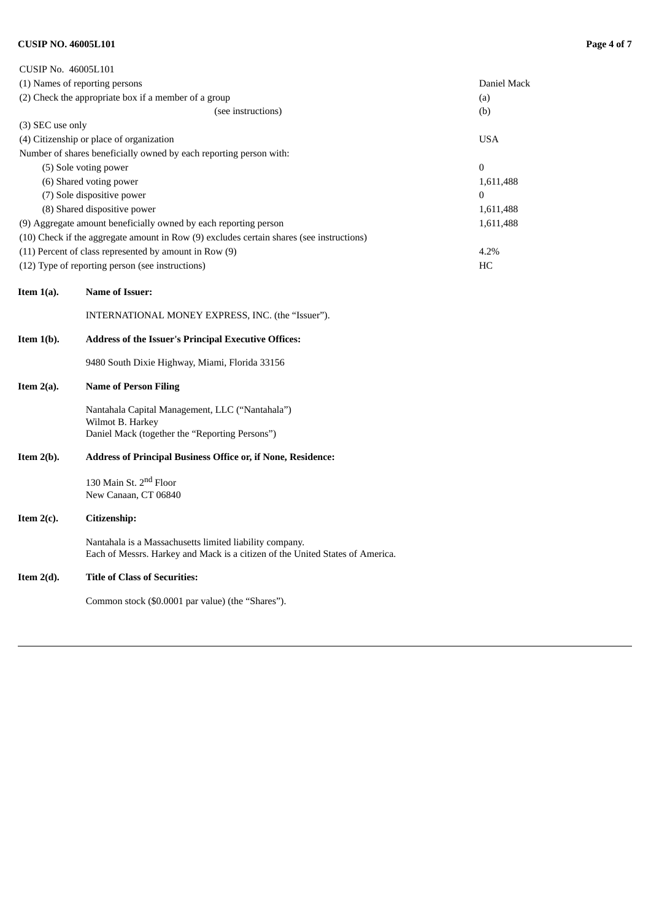| CUSIP No. 46005L101 | |
|---|---|
| (1) Names of reporting persons | Daniel Mack |
| (2) Check the appropriate box if a member of a group (see instructions) | (a) (b) |
| (3) SEC use only | |
| (4) Citizenship or place of organization | USA |
| Number of shares beneficially owned by each reporting person with: | |
| (5) Sole voting power | 0 |
| (6) Shared voting power | 1,611,488 |
| (7) Sole dispositive power | 0 |
| (8) Shared dispositive power | 1,611,488 |
| (9) Aggregate amount beneficially owned by each reporting person | 1,611,488 |
| (10) Check if the aggregate amount in Row (9) excludes certain shares (see instructions) | |
| (11) Percent of class represented by amount in Row (9) | 4.2% |
| (12) Type of reporting person (see instructions) | HC |

**Item 1(a). Name of Issuer:**

INTERNATIONAL MONEY EXPRESS, INC. (the "Issuer").

**Item 1(b). Address of the Issuer's Principal Executive Offices:**

9480 South Dixie Highway, Miami, Florida 33156

**Item 2(a). Name of Person Filing**

Nantahala Capital Management, LLC ("Nantahala")
Wilmot B. Harkey
Daniel Mack (together the "Reporting Persons")

**Item 2(b). Address of Principal Business Office or, if None, Residence:**

130 Main St. 2nd Floor
New Canaan, CT 06840

**Item 2(c). Citizenship:**

Nantahala is a Massachusetts limited liability company.
Each of Messrs. Harkey and Mack is a citizen of the United States of America.

**Item 2(d). Title of Class of Securities:**

Common stock ($0.0001 par value) (the "Shares").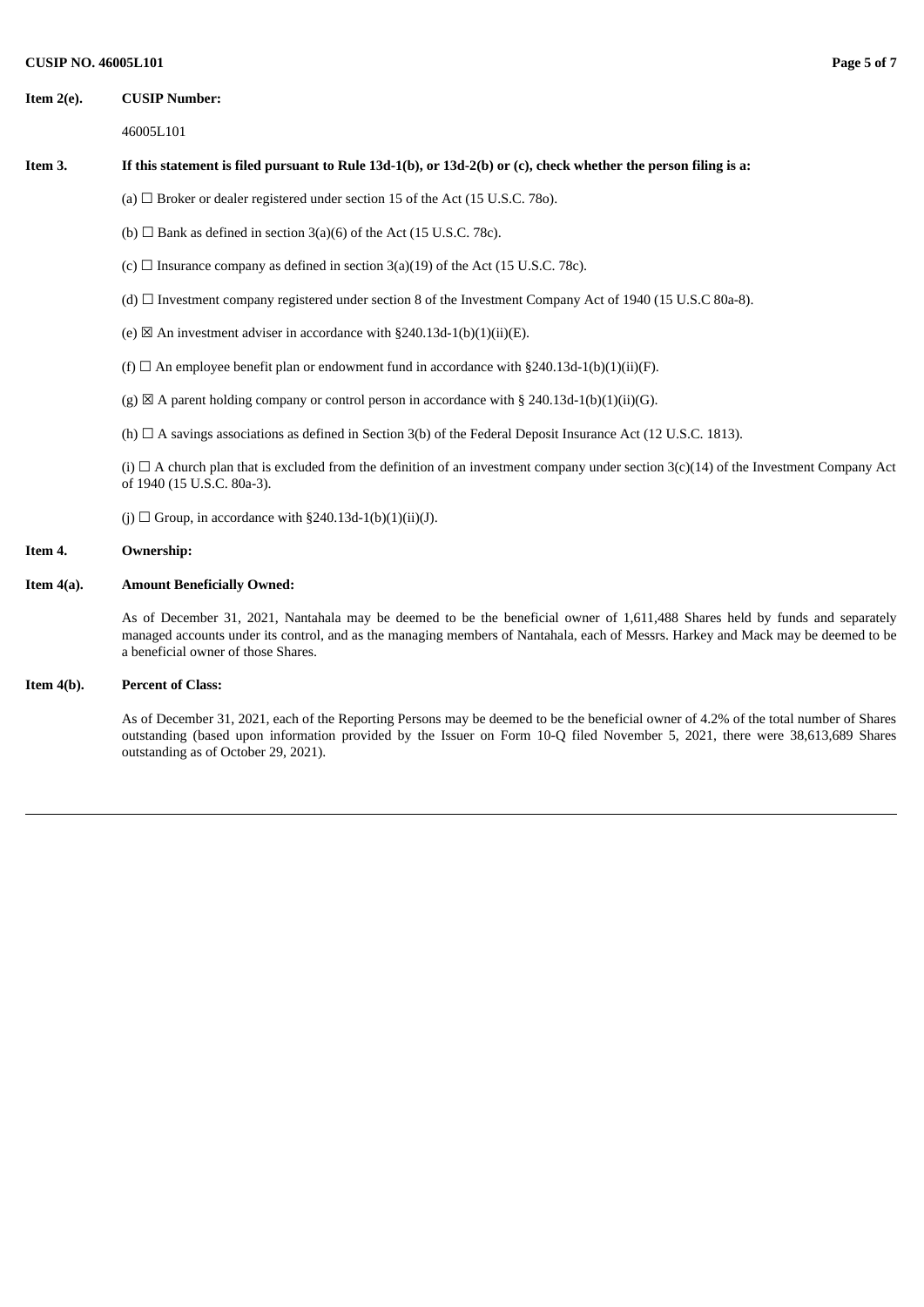**Item 2(e). CUSIP Number:**

46005L101

**Item 3. If this statement is filed pursuant to Rule 13d-1(b), or 13d-2(b) or (c), check whether the person filing is a:**

(a) ☐ Broker or dealer registered under section 15 of the Act (15 U.S.C. 78o).

(b) ☐ Bank as defined in section 3(a)(6) of the Act (15 U.S.C. 78c).

(c) ☐ Insurance company as defined in section 3(a)(19) of the Act (15 U.S.C. 78c).

(d) ☐ Investment company registered under section 8 of the Investment Company Act of 1940 (15 U.S.C 80a-8).

(e) ☒ An investment adviser in accordance with §240.13d-1(b)(1)(ii)(E).

(f) ☐ An employee benefit plan or endowment fund in accordance with §240.13d-1(b)(1)(ii)(F).

(g) ☒ A parent holding company or control person in accordance with § 240.13d-1(b)(1)(ii)(G).

(h) ☐ A savings associations as defined in Section 3(b) of the Federal Deposit Insurance Act (12 U.S.C. 1813).

(i) ☐ A church plan that is excluded from the definition of an investment company under section 3(c)(14) of the Investment Company Act of 1940 (15 U.S.C. 80a-3).

(j) ☐ Group, in accordance with §240.13d-1(b)(1)(ii)(J).

**Item 4. Ownership:**

**Item 4(a). Amount Beneficially Owned:**

As of December 31, 2021, Nantahala may be deemed to be the beneficial owner of 1,611,488 Shares held by funds and separately managed accounts under its control, and as the managing members of Nantahala, each of Messrs. Harkey and Mack may be deemed to be a beneficial owner of those Shares.

**Item 4(b). Percent of Class:**

As of December 31, 2021, each of the Reporting Persons may be deemed to be the beneficial owner of 4.2% of the total number of Shares outstanding (based upon information provided by the Issuer on Form 10-Q filed November 5, 2021, there were 38,613,689 Shares outstanding as of October 29, 2021).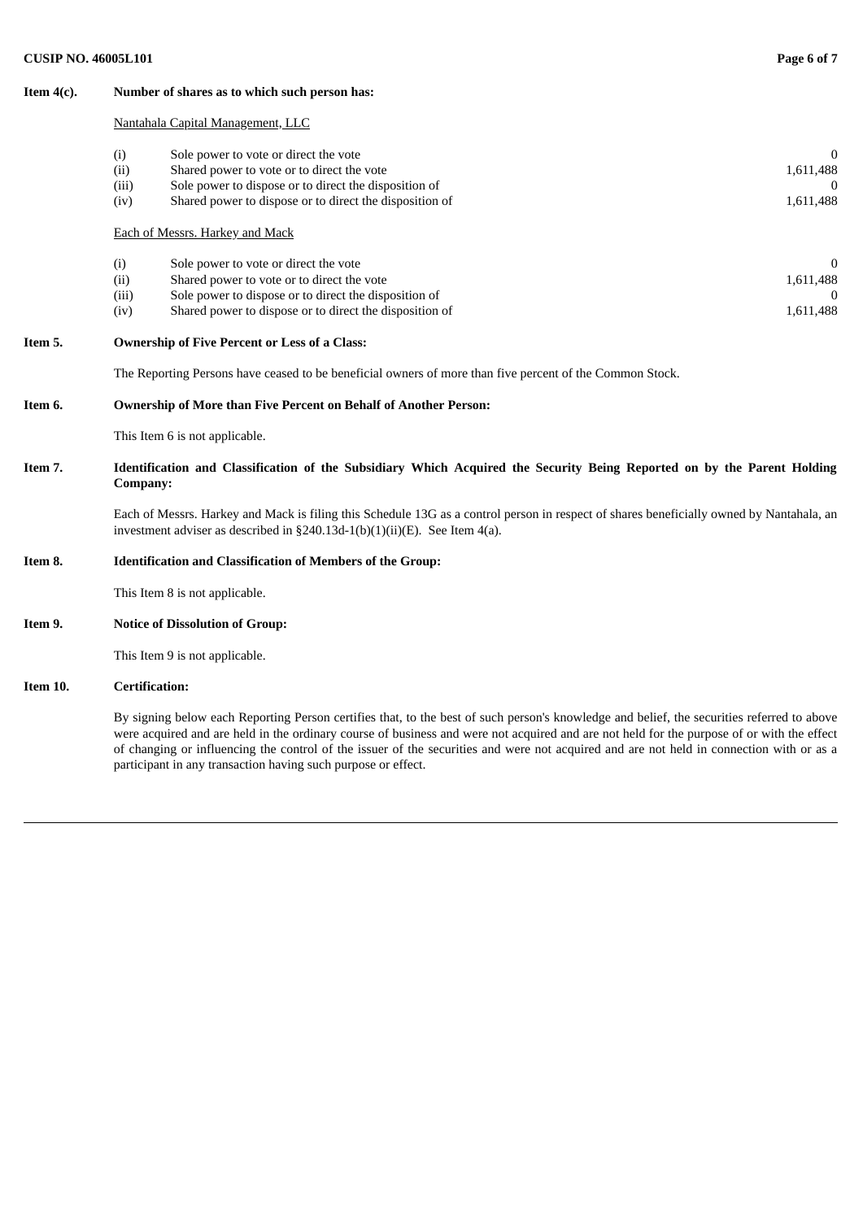**Item 4(c). Number of shares as to which such person has:**

Nantahala Capital Management, LLC

| | | |
|---|---|---|
| (i) | Sole power to vote or direct the vote | 0 |
| (ii) | Shared power to vote or to direct the vote | 1,611,488 |
| (iii) | Sole power to dispose or to direct the disposition of | 0 |
| (iv) | Shared power to dispose or to direct the disposition of | 1,611,488 |

Each of Messrs. Harkey and Mack

| | | |
|---|---|---|
| (i) | Sole power to vote or direct the vote | 0 |
| (ii) | Shared power to vote or to direct the vote | 1,611,488 |
| (iii) | Sole power to dispose or to direct the disposition of | 0 |
| (iv) | Shared power to dispose or to direct the disposition of | 1,611,488 |

**Item 5. Ownership of Five Percent or Less of a Class:**

The Reporting Persons have ceased to be beneficial owners of more than five percent of the Common Stock.

**Item 6. Ownership of More than Five Percent on Behalf of Another Person:**

This Item 6 is not applicable.

**Item 7. Identification and Classification of the Subsidiary Which Acquired the Security Being Reported on by the Parent Holding Company:**

Each of Messrs. Harkey and Mack is filing this Schedule 13G as a control person in respect of shares beneficially owned by Nantahala, an investment adviser as described in §240.13d-1(b)(1)(ii)(E). See Item 4(a).

**Item 8. Identification and Classification of Members of the Group:**

This Item 8 is not applicable.

**Item 9. Notice of Dissolution of Group:**

This Item 9 is not applicable.

**Item 10. Certification:**

By signing below each Reporting Person certifies that, to the best of such person's knowledge and belief, the securities referred to above were acquired and are held in the ordinary course of business and were not acquired and are not held for the purpose of or with the effect of changing or influencing the control of the issuer of the securities and were not acquired and are not held in connection with or as a participant in any transaction having such purpose or effect.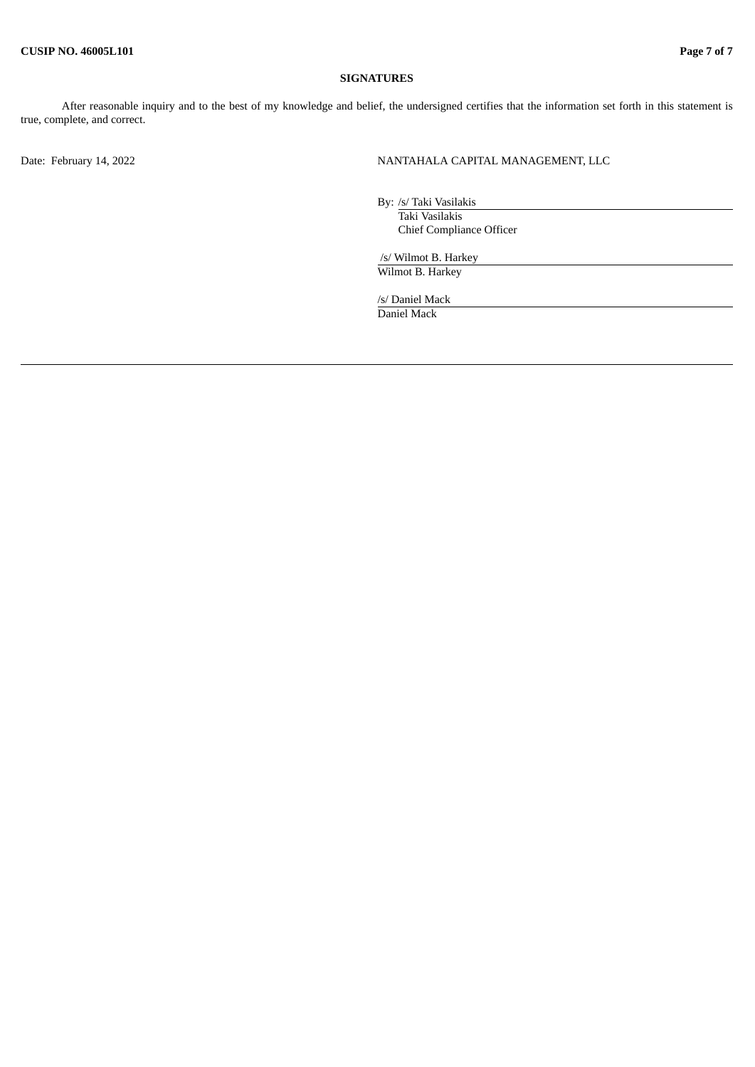## SIGNATURES

After reasonable inquiry and to the best of my knowledge and belief, the undersigned certifies that the information set forth in this statement is true, complete, and correct.

Date: February 14, 2022

NANTAHALA CAPITAL MANAGEMENT, LLC

By: /s/ Taki Vasilakis
Taki Vasilakis
Chief Compliance Officer

/s/ Wilmot B. Harkey
Wilmot B. Harkey

/s/ Daniel Mack
Daniel Mack